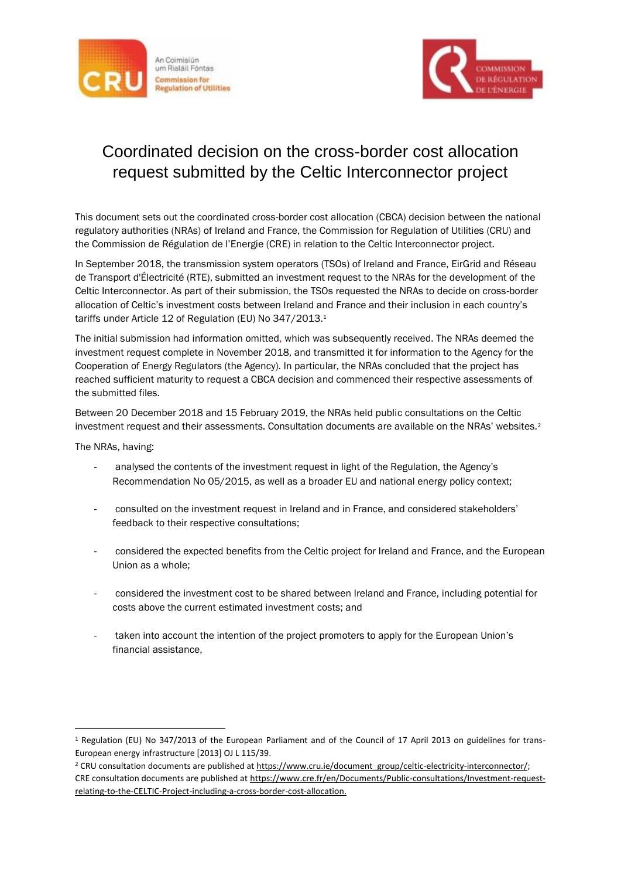# Coordinated decision on the cross-border cost allocation request submitted by the Celtic Interconnector project

This document sets out the coordinated cross-border cost allocation (CBCA) decision between the national regulatory authorities (NRAs) of Ireland and France, the Commission for Regulation of Utilities (CRU) and the Commission de Régulation de l'Energie (CRE) in relation to the Celtic Interconnector project.

In September 2018, the transmission system operators (TSOs) of Ireland and France, EirGrid and Réseau de Transport d'Électricité (RTE), submitted an investment request to the NRAs for the development of the Celtic Interconnector. As part of their submission, the TSOs requested the NRAs to decide on cross-border allocation of Celtic's investment costs between Ireland and France and their inclusion in each country's tariffs under Article 12 of Regulation (EU) No 347/2013.[1]

The initial submission had information omitted, which was subsequently received. The NRAs deemed the investment request complete in November 2018, and transmitted it for information to the Agency for the Cooperation of Energy Regulators (the Agency). In particular, the NRAs concluded that the project has reached sufficient maturity to request a CBCA decision and commenced their respective assessments of the submitted files.

Between 20 December 2018 and 15 February 2019, the NRAs held public consultations on the Celtic investment request and their assessments. Consultation documents are available on the NRAs' websites.[2]

The NRAs, having:

- analysed the contents of the investment request in light of the Regulation, the Agency's Recommendation No 05/2015, as well as a broader EU and national energy policy context;
- consulted on the investment request in Ireland and in France, and considered stakeholders' feedback to their respective consultations;
- considered the expected benefits from the Celtic project for Ireland and France, and the European Union as a whole;
- considered the investment cost to be shared between Ireland and France, including potential for costs above the current estimated investment costs; and
- taken into account the intention of the project promoters to apply for the European Union's financial assistance,

---

[1] Regulation (EU) No 347/2013 of the European Parliament and of the Council of 17 April 2013 on guidelines for trans-European energy infrastructure [2013] OJ L 115/39.

[2] CRU consultation documents are published at https://www.cru.ie/document_group/celtic-electricity-interconnector/; CRE consultation documents are published at https://www.cre.fr/en/Documents/Public-consultations/Investment-request-relating-to-the-CELTIC-Project-including-a-cross-border-cost-allocation.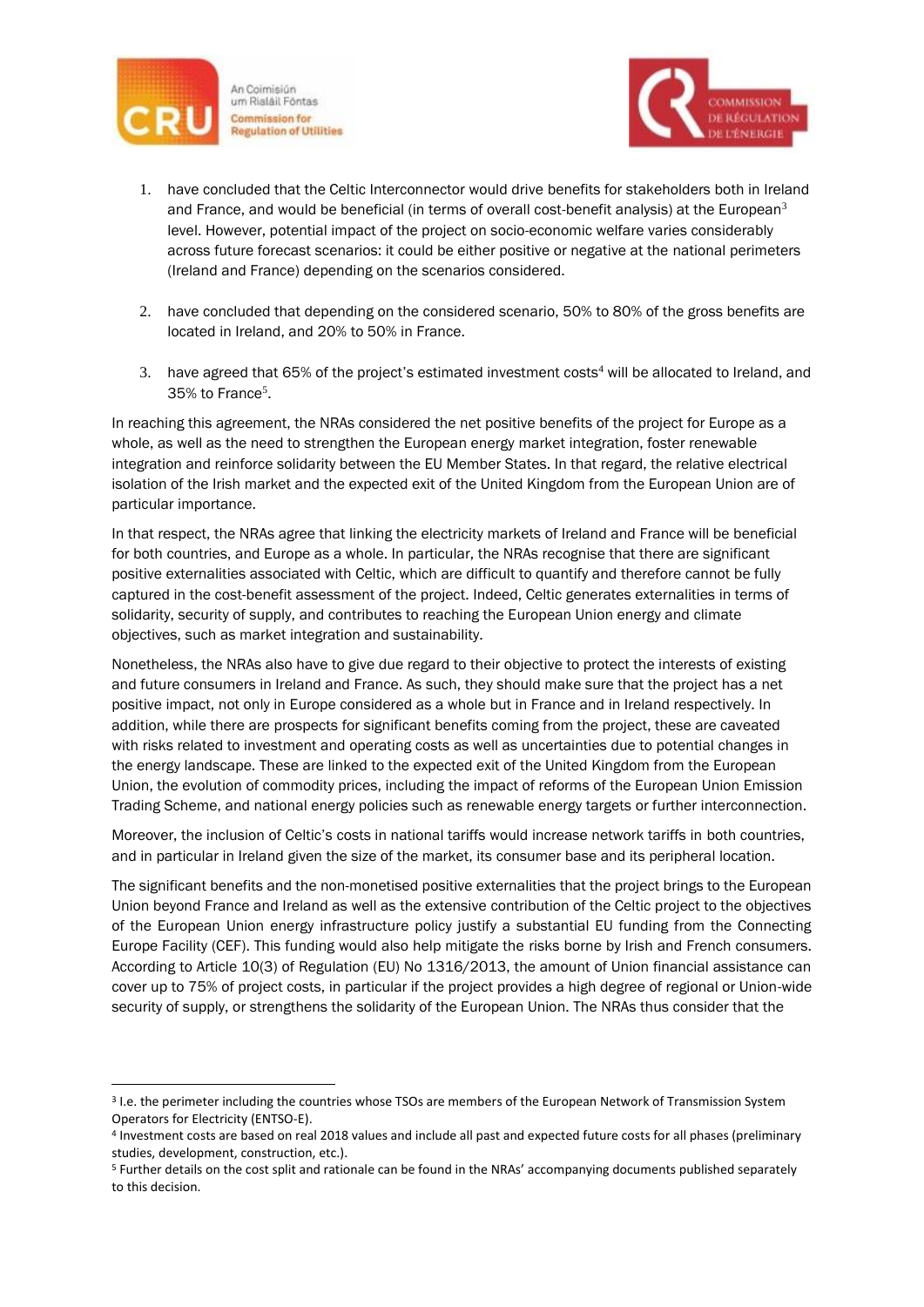1. have concluded that the Celtic Interconnector would drive benefits for stakeholders both in Ireland and France, and would be beneficial (in terms of overall cost-benefit analysis) at the European[3] level. However, potential impact of the project on socio-economic welfare varies considerably across future forecast scenarios: it could be either positive or negative at the national perimeters (Ireland and France) depending on the scenarios considered.

2. have concluded that depending on the considered scenario, 50% to 80% of the gross benefits are located in Ireland, and 20% to 50% in France.

3. have agreed that 65% of the project's estimated investment costs[4] will be allocated to Ireland, and 35% to France[5].

In reaching this agreement, the NRAs considered the net positive benefits of the project for Europe as a whole, as well as the need to strengthen the European energy market integration, foster renewable integration and reinforce solidarity between the EU Member States. In that regard, the relative electrical isolation of the Irish market and the expected exit of the United Kingdom from the European Union are of particular importance.

In that respect, the NRAs agree that linking the electricity markets of Ireland and France will be beneficial for both countries, and Europe as a whole. In particular, the NRAs recognise that there are significant positive externalities associated with Celtic, which are difficult to quantify and therefore cannot be fully captured in the cost-benefit assessment of the project. Indeed, Celtic generates externalities in terms of solidarity, security of supply, and contributes to reaching the European Union energy and climate objectives, such as market integration and sustainability.

Nonetheless, the NRAs also have to give due regard to their objective to protect the interests of existing and future consumers in Ireland and France. As such, they should make sure that the project has a net positive impact, not only in Europe considered as a whole but in France and in Ireland respectively. In addition, while there are prospects for significant benefits coming from the project, these are caveated with risks related to investment and operating costs as well as uncertainties due to potential changes in the energy landscape. These are linked to the expected exit of the United Kingdom from the European Union, the evolution of commodity prices, including the impact of reforms of the European Union Emission Trading Scheme, and national energy policies such as renewable energy targets or further interconnection.

Moreover, the inclusion of Celtic's costs in national tariffs would increase network tariffs in both countries, and in particular in Ireland given the size of the market, its consumer base and its peripheral location.

The significant benefits and the non-monetised positive externalities that the project brings to the European Union beyond France and Ireland as well as the extensive contribution of the Celtic project to the objectives of the European Union energy infrastructure policy justify a substantial EU funding from the Connecting Europe Facility (CEF). This funding would also help mitigate the risks borne by Irish and French consumers. According to Article 10(3) of Regulation (EU) No 1316/2013, the amount of Union financial assistance can cover up to 75% of project costs, in particular if the project provides a high degree of regional or Union-wide security of supply, or strengthens the solidarity of the European Union. The NRAs thus consider that the

[3] I.e. the perimeter including the countries whose TSOs are members of the European Network of Transmission System Operators for Electricity (ENTSO-E).

[4] Investment costs are based on real 2018 values and include all past and expected future costs for all phases (preliminary studies, development, construction, etc.).

[5] Further details on the cost split and rationale can be found in the NRAs' accompanying documents published separately to this decision.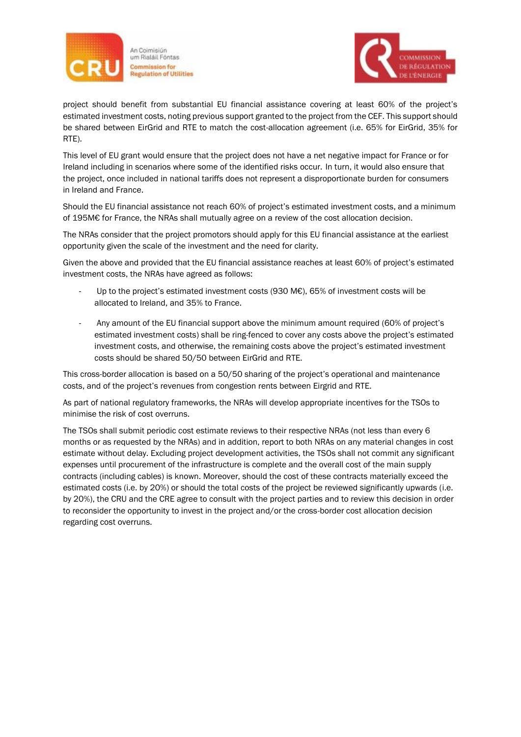project should benefit from substantial EU financial assistance covering at least 60% of the project's estimated investment costs, noting previous support granted to the project from the CEF. This support should be shared between EirGrid and RTE to match the cost-allocation agreement (i.e. 65% for EirGrid, 35% for RTE).

This level of EU grant would ensure that the project does not have a net negative impact for France or for Ireland including in scenarios where some of the identified risks occur. In turn, it would also ensure that the project, once included in national tariffs does not represent a disproportionate burden for consumers in Ireland and France.

Should the EU financial assistance not reach 60% of project's estimated investment costs, and a minimum of 195M€ for France, the NRAs shall mutually agree on a review of the cost allocation decision.

The NRAs consider that the project promotors should apply for this EU financial assistance at the earliest opportunity given the scale of the investment and the need for clarity.

Given the above and provided that the EU financial assistance reaches at least 60% of project's estimated investment costs, the NRAs have agreed as follows:

- Up to the project's estimated investment costs (930 M€), 65% of investment costs will be allocated to Ireland, and 35% to France.
- Any amount of the EU financial support above the minimum amount required (60% of project's estimated investment costs) shall be ring-fenced to cover any costs above the project's estimated investment costs, and otherwise, the remaining costs above the project's estimated investment costs should be shared 50/50 between EirGrid and RTE.

This cross-border allocation is based on a 50/50 sharing of the project's operational and maintenance costs, and of the project's revenues from congestion rents between Eirgrid and RTE.

As part of national regulatory frameworks, the NRAs will develop appropriate incentives for the TSOs to minimise the risk of cost overruns.

The TSOs shall submit periodic cost estimate reviews to their respective NRAs (not less than every 6 months or as requested by the NRAs) and in addition, report to both NRAs on any material changes in cost estimate without delay. Excluding project development activities, the TSOs shall not commit any significant expenses until procurement of the infrastructure is complete and the overall cost of the main supply contracts (including cables) is known. Moreover, should the cost of these contracts materially exceed the estimated costs (i.e. by 20%) or should the total costs of the project be reviewed significantly upwards (i.e. by 20%), the CRU and the CRE agree to consult with the project parties and to review this decision in order to reconsider the opportunity to invest in the project and/or the cross-border cost allocation decision regarding cost overruns.